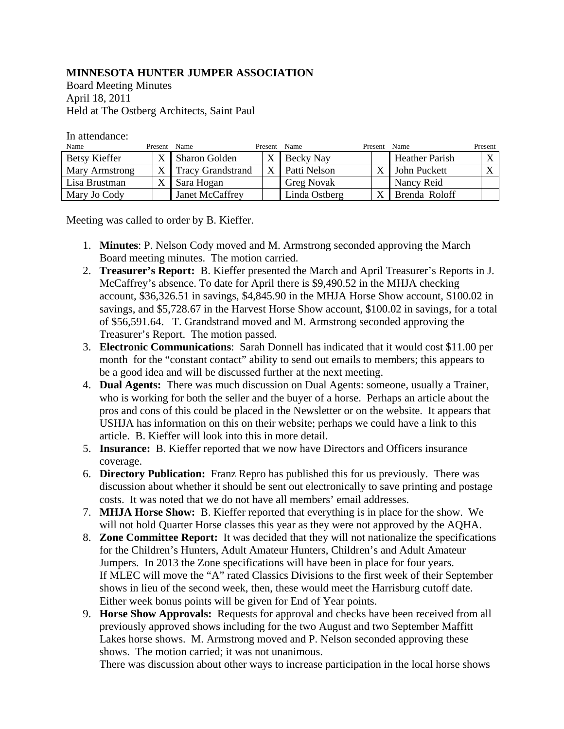**MINNESOTA HUNTER JUMPER ASSOCIATION**
Board Meeting Minutes
April 18, 2011
Held at The Ostberg Architects, Saint Paul

In attendance:

| Name | Present | Name | Present | Name | Present | Name | Present |
|---|---|---|---|---|---|---|---|
| Betsy Kieffer | X | Sharon Golden | X | Becky Nay | | Heather Parish | X |
| Mary Armstrong | X | Tracy Grandstrand | X | Patti Nelson | X | John Puckett | X |
| Lisa Brustman | X | Sara Hogan | | Greg Novak | | Nancy Reid | |
| Mary Jo Cody | | Janet McCaffrey | | Linda Ostberg | X | Brenda Roloff | |

Meeting was called to order by B. Kieffer.

1. **Minutes**: P. Nelson Cody moved and M. Armstrong seconded approving the March Board meeting minutes. The motion carried.
2. **Treasurer's Report:** B. Kieffer presented the March and April Treasurer's Reports in J. McCaffrey's absence. To date for April there is $9,490.52 in the MHJA checking account, $36,326.51 in savings, $4,845.90 in the MHJA Horse Show account, $100.02 in savings, and $5,728.67 in the Harvest Horse Show account, $100.02 in savings, for a total of $56,591.64. T. Grandstrand moved and M. Armstrong seconded approving the Treasurer's Report. The motion passed.
3. **Electronic Communications**: Sarah Donnell has indicated that it would cost $11.00 per month for the "constant contact" ability to send out emails to members; this appears to be a good idea and will be discussed further at the next meeting.
4. **Dual Agents:** There was much discussion on Dual Agents: someone, usually a Trainer, who is working for both the seller and the buyer of a horse. Perhaps an article about the pros and cons of this could be placed in the Newsletter or on the website. It appears that USHJA has information on this on their website; perhaps we could have a link to this article. B. Kieffer will look into this in more detail.
5. **Insurance:** B. Kieffer reported that we now have Directors and Officers insurance coverage.
6. **Directory Publication:** Franz Repro has published this for us previously. There was discussion about whether it should be sent out electronically to save printing and postage costs. It was noted that we do not have all members' email addresses.
7. **MHJA Horse Show:** B. Kieffer reported that everything is in place for the show. We will not hold Quarter Horse classes this year as they were not approved by the AQHA.
8. **Zone Committee Report:** It was decided that they will not nationalize the specifications for the Children's Hunters, Adult Amateur Hunters, Children's and Adult Amateur Jumpers. In 2013 the Zone specifications will have been in place for four years.
   If MLEC will move the "A" rated Classics Divisions to the first week of their September shows in lieu of the second week, then, these would meet the Harrisburg cutoff date. Either week bonus points will be given for End of Year points.
9. **Horse Show Approvals:** Requests for approval and checks have been received from all previously approved shows including for the two August and two September Maffitt Lakes horse shows. M. Armstrong moved and P. Nelson seconded approving these shows. The motion carried; it was not unanimous.
   There was discussion about other ways to increase participation in the local horse shows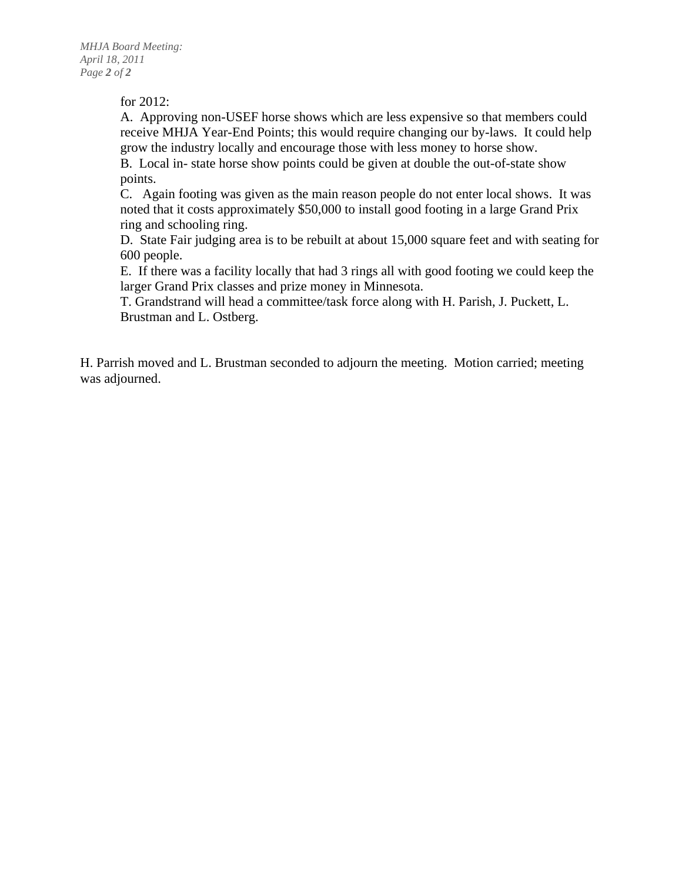for 2012:

A. Approving non-USEF horse shows which are less expensive so that members could receive MHJA Year-End Points; this would require changing our by-laws. It could help grow the industry locally and encourage those with less money to horse show.

B. Local in- state horse show points could be given at double the out-of-state show points.

C. Again footing was given as the main reason people do not enter local shows. It was noted that it costs approximately $50,000 to install good footing in a large Grand Prix ring and schooling ring.

D. State Fair judging area is to be rebuilt at about 15,000 square feet and with seating for 600 people.

E. If there was a facility locally that had 3 rings all with good footing we could keep the larger Grand Prix classes and prize money in Minnesota.

T. Grandstrand will head a committee/task force along with H. Parish, J. Puckett, L. Brustman and L. Ostberg.

H. Parrish moved and L. Brustman seconded to adjourn the meeting. Motion carried; meeting was adjourned.